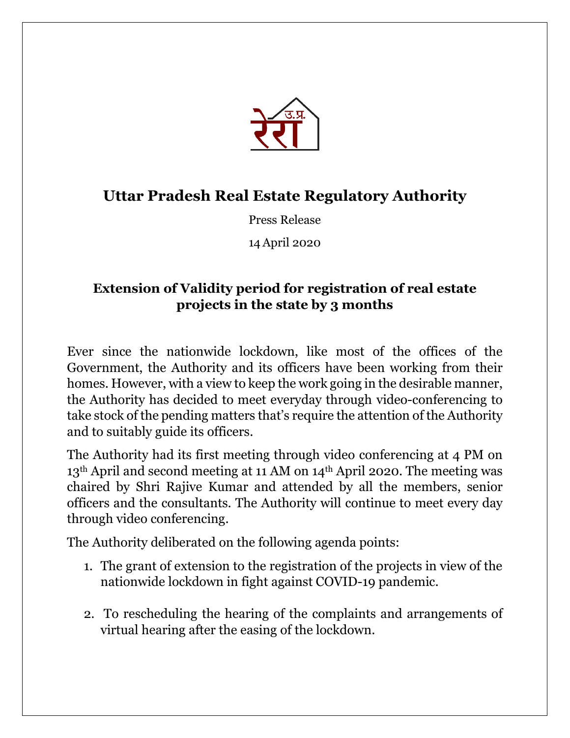# Uttar Pradesh Real Estate Regulatory Authority

Press Release

14 April 2020

## Extension of Validity period for registration of real estate projects in the state by 3 months

Ever since the nationwide lockdown, like most of the offices of the Government, the Authority and its officers have been working from their homes. However, with a view to keep the work going in the desirable manner, the Authority has decided to meet everyday through video-conferencing to take stock of the pending matters that's require the attention of the Authority and to suitably guide its officers.

The Authority had its first meeting through video conferencing at 4 PM on 13th April and second meeting at 11 AM on 14th April 2020. The meeting was chaired by Shri Rajive Kumar and attended by all the members, senior officers and the consultants. The Authority will continue to meet every day through video conferencing.

The Authority deliberated on the following agenda points:

1. The grant of extension to the registration of the projects in view of the nationwide lockdown in fight against COVID-19 pandemic.

2. To rescheduling the hearing of the complaints and arrangements of virtual hearing after the easing of the lockdown.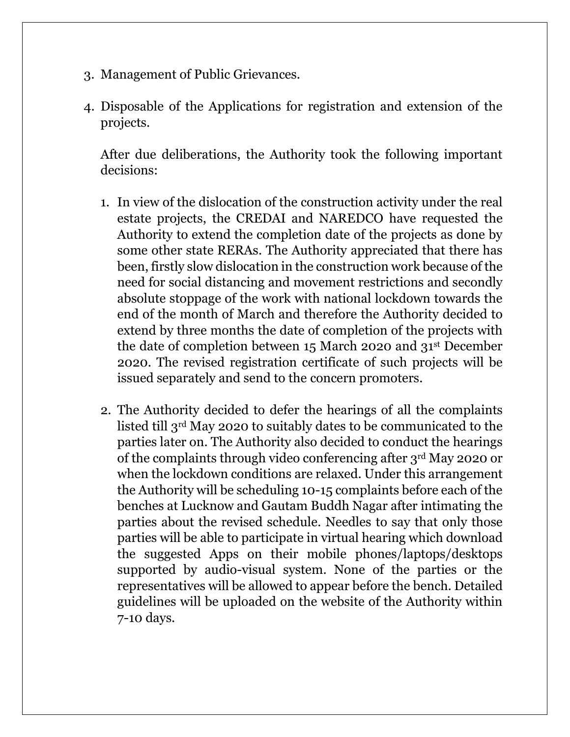3. Management of Public Grievances.

4. Disposable of the Applications for registration and extension of the projects.

   After due deliberations, the Authority took the following important decisions:

   1. In view of the dislocation of the construction activity under the real estate projects, the CREDAI and NAREDCO have requested the Authority to extend the completion date of the projects as done by some other state RERAs. The Authority appreciated that there has been, firstly slow dislocation in the construction work because of the need for social distancing and movement restrictions and secondly absolute stoppage of the work with national lockdown towards the end of the month of March and therefore the Authority decided to extend by three months the date of completion of the projects with the date of completion between 15 March 2020 and 31st December 2020. The revised registration certificate of such projects will be issued separately and send to the concern promoters.

   2. The Authority decided to defer the hearings of all the complaints listed till 3rd May 2020 to suitably dates to be communicated to the parties later on. The Authority also decided to conduct the hearings of the complaints through video conferencing after 3rd May 2020 or when the lockdown conditions are relaxed. Under this arrangement the Authority will be scheduling 10-15 complaints before each of the benches at Lucknow and Gautam Buddh Nagar after intimating the parties about the revised schedule. Needles to say that only those parties will be able to participate in virtual hearing which download the suggested Apps on their mobile phones/laptops/desktops supported by audio-visual system. None of the parties or the representatives will be allowed to appear before the bench. Detailed guidelines will be uploaded on the website of the Authority within 7-10 days.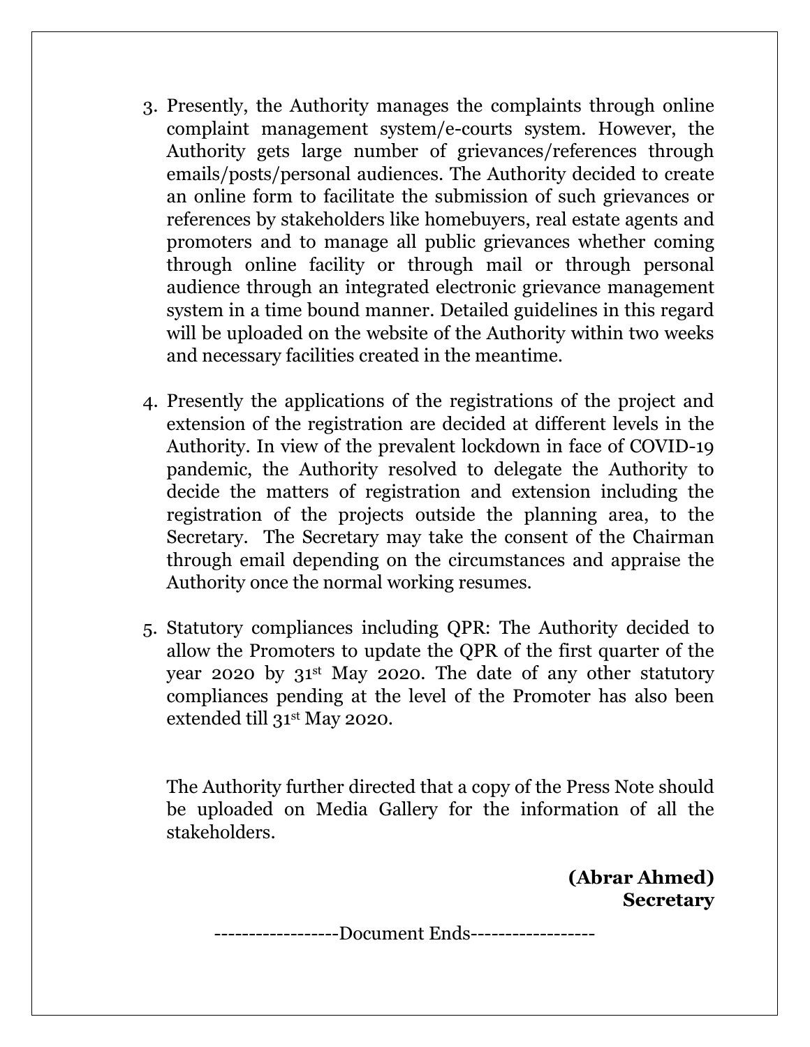3. Presently, the Authority manages the complaints through online complaint management system/e-courts system. However, the Authority gets large number of grievances/references through emails/posts/personal audiences. The Authority decided to create an online form to facilitate the submission of such grievances or references by stakeholders like homebuyers, real estate agents and promoters and to manage all public grievances whether coming through online facility or through mail or through personal audience through an integrated electronic grievance management system in a time bound manner. Detailed guidelines in this regard will be uploaded on the website of the Authority within two weeks and necessary facilities created in the meantime.

4. Presently the applications of the registrations of the project and extension of the registration are decided at different levels in the Authority. In view of the prevalent lockdown in face of COVID-19 pandemic, the Authority resolved to delegate the Authority to decide the matters of registration and extension including the registration of the projects outside the planning area, to the Secretary. The Secretary may take the consent of the Chairman through email depending on the circumstances and appraise the Authority once the normal working resumes.

5. Statutory compliances including QPR: The Authority decided to allow the Promoters to update the QPR of the first quarter of the year 2020 by 31st May 2020. The date of any other statutory compliances pending at the level of the Promoter has also been extended till 31st May 2020.

The Authority further directed that a copy of the Press Note should be uploaded on Media Gallery for the information of all the stakeholders.

**(Abrar Ahmed)**
**Secretary**

------------------Document Ends------------------